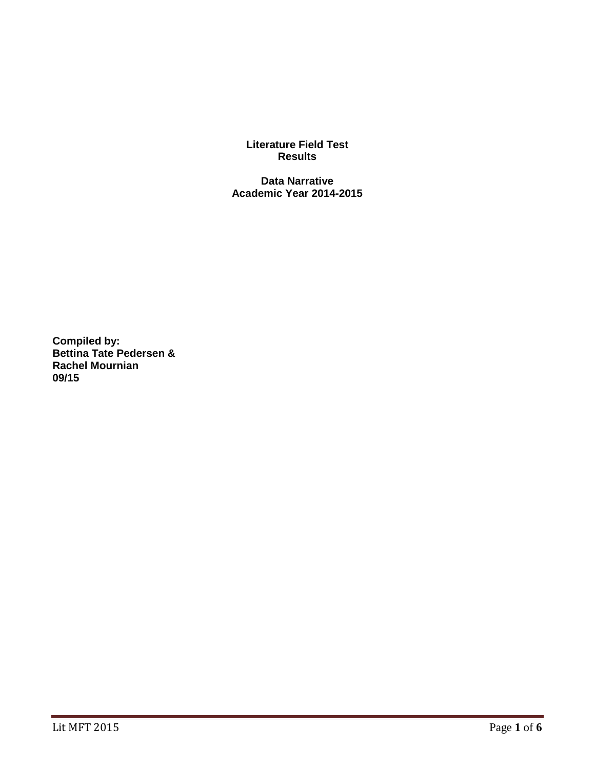**Literature Field Test**
**Results**

**Data Narrative**
**Academic Year 2014-2015**

**Compiled by:**
**Bettina Tate Pedersen &**
**Rachel Mournian**
**09/15**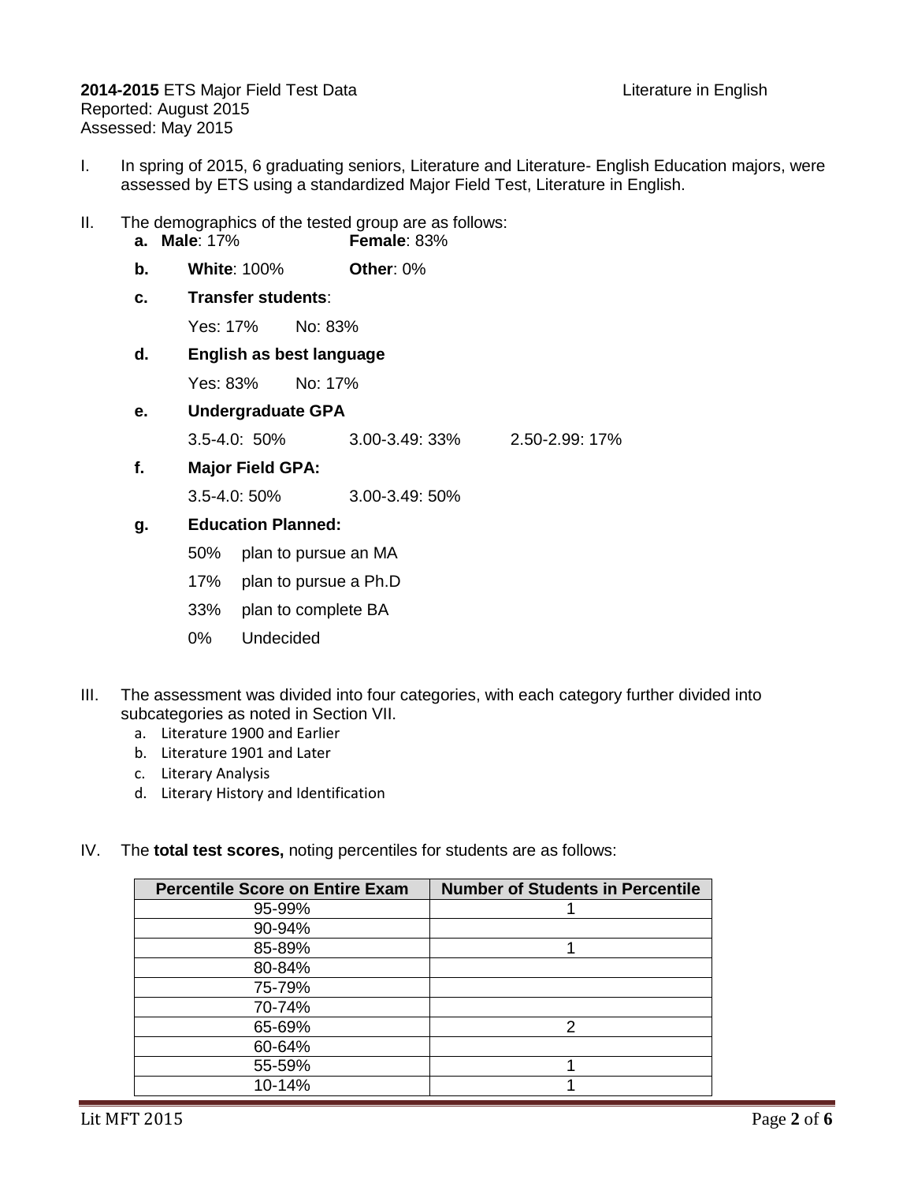**2014-2015** ETS Major Field Test Data — Literature in English
Reported: August 2015
Assessed: May 2015

I. In spring of 2015, 6 graduating seniors, Literature and Literature- English Education majors, were assessed by ETS using a standardized Major Field Test, Literature in English.

II. The demographics of the tested group are as follows:

a. **Male**: 17% **Female**: 83%

b. **White**: 100% **Other**: 0%

c. **Transfer students**:

Yes: 17% No: 83%

d. **English as best language**

Yes: 83% No: 17%

e. **Undergraduate GPA**

3.5-4.0: 50% 3.00-3.49: 33% 2.50-2.99: 17%

f. **Major Field GPA:**

3.5-4.0: 50% 3.00-3.49: 50%

g. **Education Planned:**

50% plan to pursue an MA

17% plan to pursue a Ph.D

33% plan to complete BA

0% Undecided

III. The assessment was divided into four categories, with each category further divided into subcategories as noted in Section VII.

a. Literature 1900 and Earlier
b. Literature 1901 and Later
c. Literary Analysis
d. Literary History and Identification

IV. The **total test scores,** noting percentiles for students are as follows:

| Percentile Score on Entire Exam | Number of Students in Percentile |
|---|---|
| 95-99% | 1 |
| 90-94% | |
| 85-89% | 1 |
| 80-84% | |
| 75-79% | |
| 70-74% | |
| 65-69% | 2 |
| 60-64% | |
| 55-59% | 1 |
| 10-14% | 1 |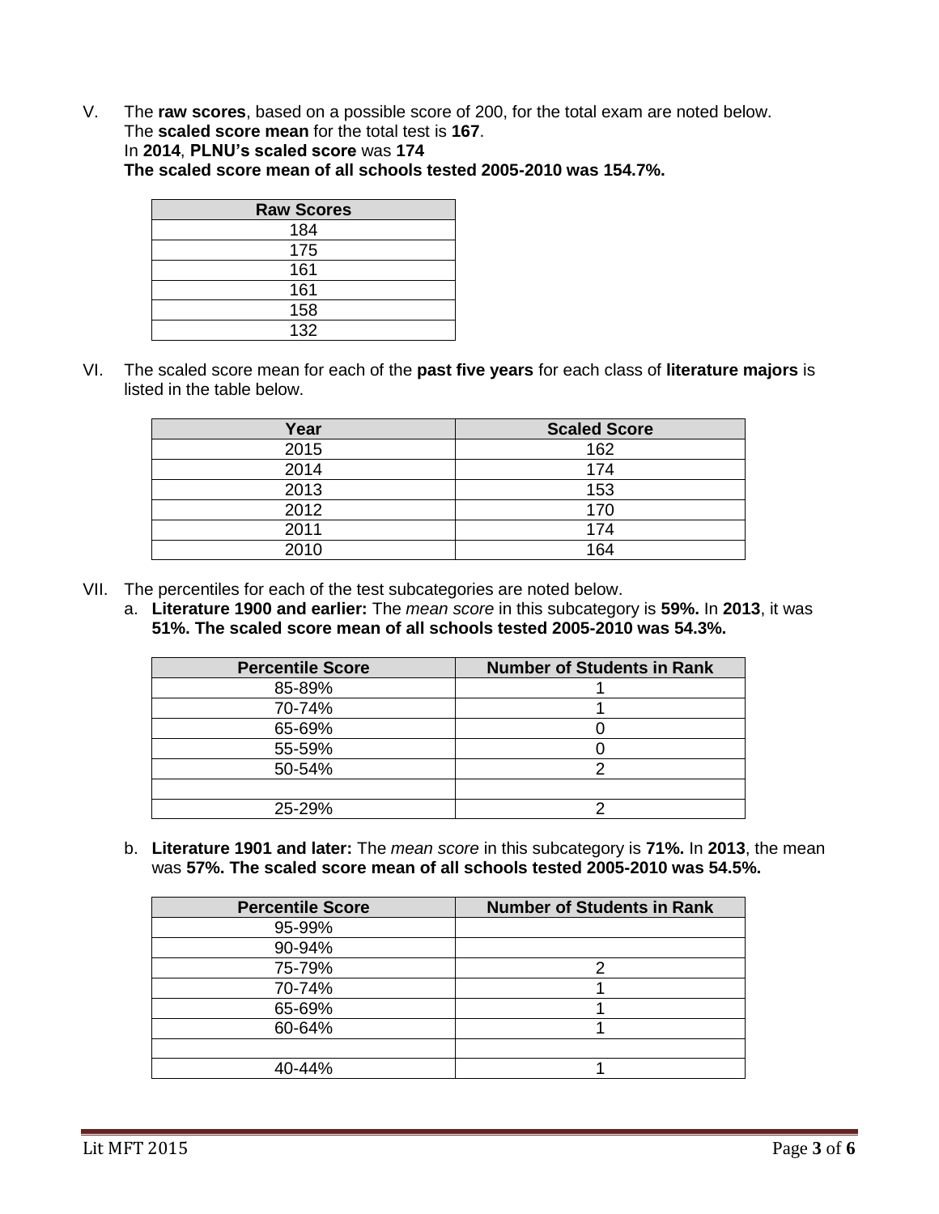V. The **raw scores**, based on a possible score of 200, for the total exam are noted below.
The **scaled score mean** for the total test is **167**.
In **2014**, **PLNU's scaled score** was **174**
**The scaled score mean of all schools tested 2005-2010 was 154.7%.**

| Raw Scores |
| --- |
| 184 |
| 175 |
| 161 |
| 161 |
| 158 |
| 132 |

VI. The scaled score mean for each of the **past five years** for each class of **literature majors** is listed in the table below.

| Year | Scaled Score |
| --- | --- |
| 2015 | 162 |
| 2014 | 174 |
| 2013 | 153 |
| 2012 | 170 |
| 2011 | 174 |
| 2010 | 164 |

VII. The percentiles for each of the test subcategories are noted below.

a. **Literature 1900 and earlier:** The *mean score* in this subcategory is **59%.** In **2013**, it was **51%. The scaled score mean of all schools tested 2005-2010 was 54.3%.**

| Percentile Score | Number of Students in Rank |
| --- | --- |
| 85-89% | 1 |
| 70-74% | 1 |
| 65-69% | 0 |
| 55-59% | 0 |
| 50-54% | 2 |
| | |
| 25-29% | 2 |

b. **Literature 1901 and later:** The *mean score* in this subcategory is **71%.** In **2013**, the mean was **57%. The scaled score mean of all schools tested 2005-2010 was 54.5%.**

| Percentile Score | Number of Students in Rank |
| --- | --- |
| 95-99% | |
| 90-94% | |
| 75-79% | 2 |
| 70-74% | 1 |
| 65-69% | 1 |
| 60-64% | 1 |
| | |
| 40-44% | 1 |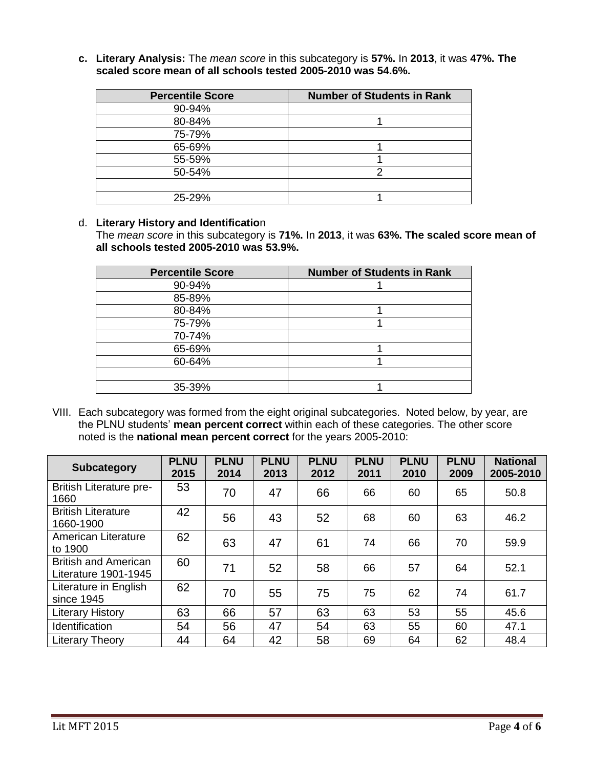c. **Literary Analysis:** The *mean score* in this subcategory is **57%.** In **2013**, it was **47%. The scaled score mean of all schools tested 2005-2010 was 54.6%.**

| Percentile Score | Number of Students in Rank |
|---|---|
| 90-94% | |
| 80-84% | 1 |
| 75-79% | |
| 65-69% | 1 |
| 55-59% | 1 |
| 50-54% | 2 |
| | |
| 25-29% | 1 |

d. **Literary History and Identificatio**n

The *mean score* in this subcategory is **71%.** In **2013**, it was **63%. The scaled score mean of all schools tested 2005-2010 was 53.9%.**

| Percentile Score | Number of Students in Rank |
|---|---|
| 90-94% | 1 |
| 85-89% | |
| 80-84% | 1 |
| 75-79% | 1 |
| 70-74% | |
| 65-69% | 1 |
| 60-64% | 1 |
| | |
| 35-39% | 1 |

VIII. Each subcategory was formed from the eight original subcategories. Noted below, by year, are the PLNU students' **mean percent correct** within each of these categories. The other score noted is the **national mean percent correct** for the years 2005-2010:

| Subcategory | PLNU 2015 | PLNU 2014 | PLNU 2013 | PLNU 2012 | PLNU 2011 | PLNU 2010 | PLNU 2009 | National 2005-2010 |
|---|---|---|---|---|---|---|---|---|
| British Literature pre-1660 | 53 | 70 | 47 | 66 | 66 | 60 | 65 | 50.8 |
| British Literature 1660-1900 | 42 | 56 | 43 | 52 | 68 | 60 | 63 | 46.2 |
| American Literature to 1900 | 62 | 63 | 47 | 61 | 74 | 66 | 70 | 59.9 |
| British and American Literature 1901-1945 | 60 | 71 | 52 | 58 | 66 | 57 | 64 | 52.1 |
| Literature in English since 1945 | 62 | 70 | 55 | 75 | 75 | 62 | 74 | 61.7 |
| Literary History | 63 | 66 | 57 | 63 | 63 | 53 | 55 | 45.6 |
| Identification | 54 | 56 | 47 | 54 | 63 | 55 | 60 | 47.1 |
| Literary Theory | 44 | 64 | 42 | 58 | 69 | 64 | 62 | 48.4 |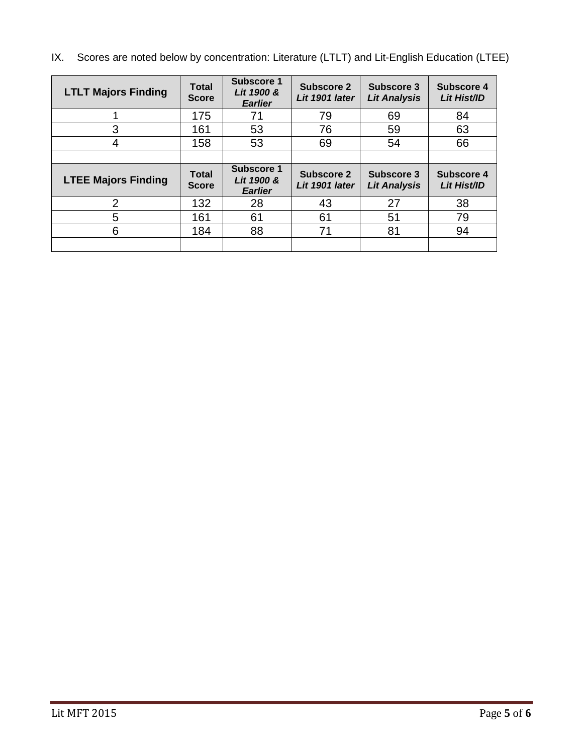IX. Scores are noted below by concentration: Literature (LTLT) and Lit-English Education (LTEE)

| LTLT Majors Finding | Total Score | Subscore 1 *Lit 1900 & Earlier* | Subscore 2 *Lit 1901 later* | Subscore 3 *Lit Analysis* | Subscore 4 *Lit Hist/ID* |
|---|---|---|---|---|---|
| 1 | 175 | 71 | 79 | 69 | 84 |
| 3 | 161 | 53 | 76 | 59 | 63 |
| 4 | 158 | 53 | 69 | 54 | 66 |
| | | | | | |
| **LTEE Majors Finding** | **Total Score** | **Subscore 1** *Lit 1900 & Earlier* | **Subscore 2** *Lit 1901 later* | **Subscore 3** *Lit Analysis* | **Subscore 4** *Lit Hist/ID* |
| 2 | 132 | 28 | 43 | 27 | 38 |
| 5 | 161 | 61 | 61 | 51 | 79 |
| 6 | 184 | 88 | 71 | 81 | 94 |
| | | | | | |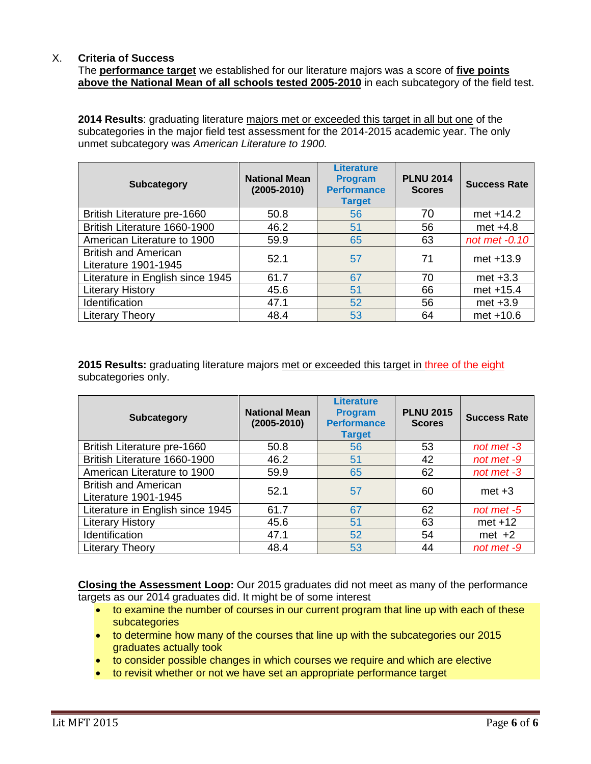## X. Criteria of Success

The **performance target** we established for our literature majors was a score of **five points above the National Mean of all schools tested 2005-2010** in each subcategory of the field test.

**2014 Results**: graduating literature majors met or exceeded this target in all but one of the subcategories in the major field test assessment for the 2014-2015 academic year. The only unmet subcategory was *American Literature to 1900.*

| Subcategory | National Mean (2005-2010) | Literature Program Performance Target | PLNU 2014 Scores | Success Rate |
|---|---|---|---|---|
| British Literature pre-1660 | 50.8 | 56 | 70 | met +14.2 |
| British Literature 1660-1900 | 46.2 | 51 | 56 | met +4.8 |
| American Literature to 1900 | 59.9 | 65 | 63 | *not met -0.10* |
| British and American Literature 1901-1945 | 52.1 | 57 | 71 | met +13.9 |
| Literature in English since 1945 | 61.7 | 67 | 70 | met +3.3 |
| Literary History | 45.6 | 51 | 66 | met +15.4 |
| Identification | 47.1 | 52 | 56 | met +3.9 |
| Literary Theory | 48.4 | 53 | 64 | met +10.6 |

**2015 Results:** graduating literature majors met or exceeded this target in three of the eight subcategories only.

| Subcategory | National Mean (2005-2010) | Literature Program Performance Target | PLNU 2015 Scores | Success Rate |
|---|---|---|---|---|
| British Literature pre-1660 | 50.8 | 56 | 53 | *not met -3* |
| British Literature 1660-1900 | 46.2 | 51 | 42 | *not met -9* |
| American Literature to 1900 | 59.9 | 65 | 62 | *not met -3* |
| British and American Literature 1901-1945 | 52.1 | 57 | 60 | met +3 |
| Literature in English since 1945 | 61.7 | 67 | 62 | *not met -5* |
| Literary History | 45.6 | 51 | 63 | met +12 |
| Identification | 47.1 | 52 | 54 | met +2 |
| Literary Theory | 48.4 | 53 | 44 | *not met -9* |

**Closing the Assessment Loop:** Our 2015 graduates did not meet as many of the performance targets as our 2014 graduates did. It might be of some interest

- to examine the number of courses in our current program that line up with each of these subcategories
- to determine how many of the courses that line up with the subcategories our 2015 graduates actually took
- to consider possible changes in which courses we require and which are elective
- to revisit whether or not we have set an appropriate performance target